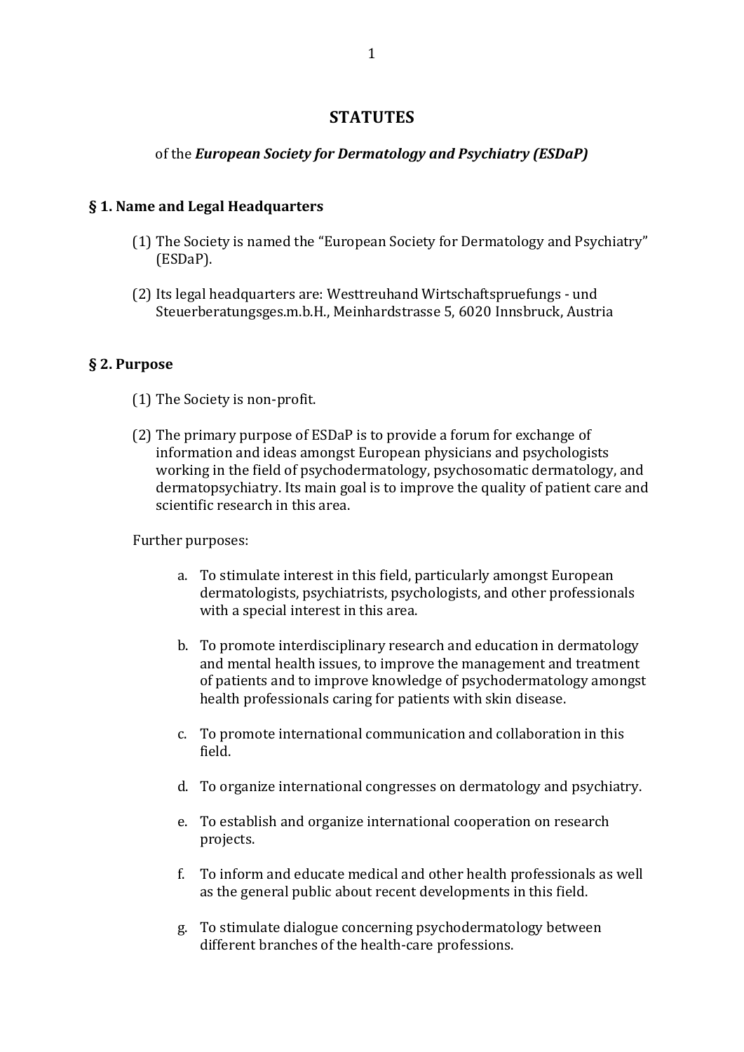# STATUTES

of the ***European Society for Dermatology and Psychiatry (ESDaP)***

## § 1. Name and Legal Headquarters

(1) The Society is named the "European Society for Dermatology and Psychiatry" (ESDaP).

(2) Its legal headquarters are: Westtreuhand Wirtschaftspruefungs - und Steuerberatungsges.m.b.H., Meinhardstrasse 5, 6020 Innsbruck, Austria

## § 2. Purpose

(1) The Society is non-profit.

(2) The primary purpose of ESDaP is to provide a forum for exchange of information and ideas amongst European physicians and psychologists working in the field of psychodermatology, psychosomatic dermatology, and dermatopsychiatry. Its main goal is to improve the quality of patient care and scientific research in this area.

Further purposes:

a. To stimulate interest in this field, particularly amongst European dermatologists, psychiatrists, psychologists, and other professionals with a special interest in this area.

b. To promote interdisciplinary research and education in dermatology and mental health issues, to improve the management and treatment of patients and to improve knowledge of psychodermatology amongst health professionals caring for patients with skin disease.

c. To promote international communication and collaboration in this field.

d. To organize international congresses on dermatology and psychiatry.

e. To establish and organize international cooperation on research projects.

f. To inform and educate medical and other health professionals as well as the general public about recent developments in this field.

g. To stimulate dialogue concerning psychodermatology between different branches of the health-care professions.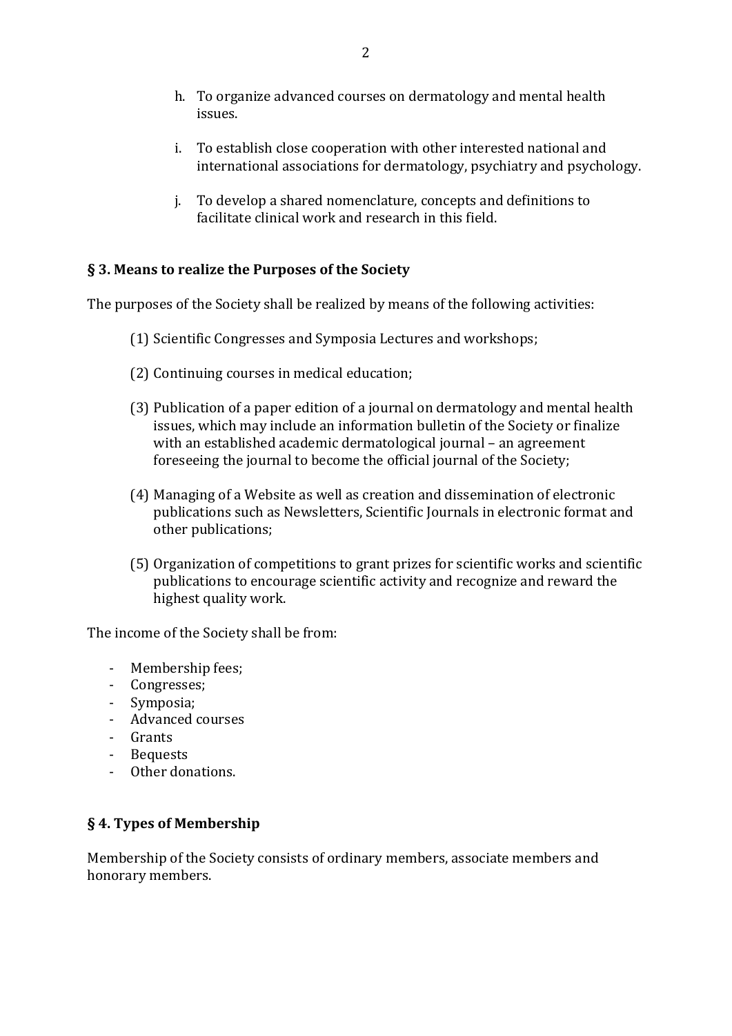h. To organize advanced courses on dermatology and mental health issues.

i. To establish close cooperation with other interested national and international associations for dermatology, psychiatry and psychology.

j. To develop a shared nomenclature, concepts and definitions to facilitate clinical work and research in this field.

### § 3. Means to realize the Purposes of the Society

The purposes of the Society shall be realized by means of the following activities:

(1) Scientific Congresses and Symposia Lectures and workshops;

(2) Continuing courses in medical education;

(3) Publication of a paper edition of a journal on dermatology and mental health issues, which may include an information bulletin of the Society or finalize with an established academic dermatological journal – an agreement foreseeing the journal to become the official journal of the Society;

(4) Managing of a Website as well as creation and dissemination of electronic publications such as Newsletters, Scientific Journals in electronic format and other publications;

(5) Organization of competitions to grant prizes for scientific works and scientific publications to encourage scientific activity and recognize and reward the highest quality work.

The income of the Society shall be from:

- Membership fees;
- Congresses;
- Symposia;
- Advanced courses
- Grants
- Bequests
- Other donations.

### § 4. Types of Membership

Membership of the Society consists of ordinary members, associate members and honorary members.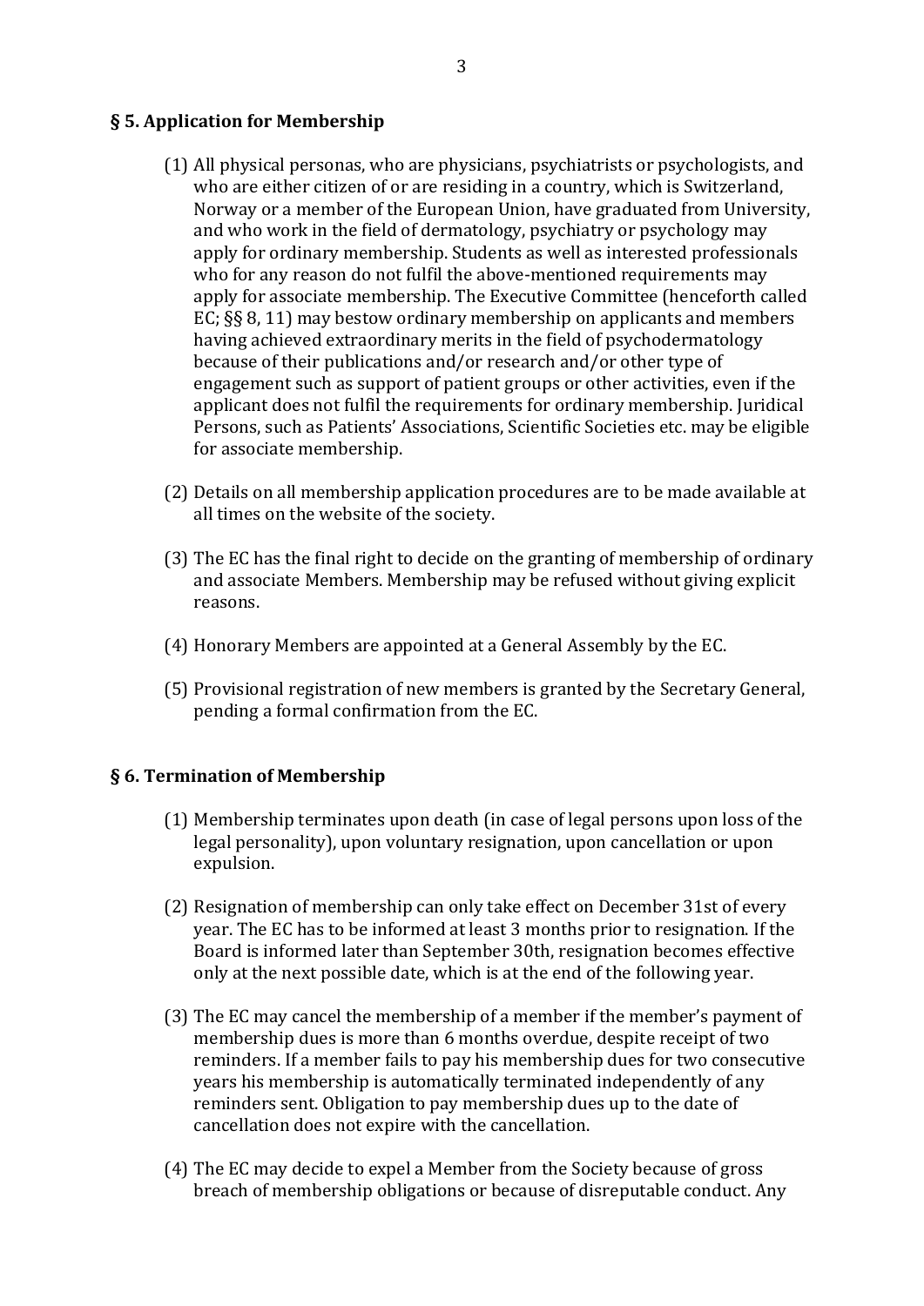## § 5. Application for Membership

(1) All physical personas, who are physicians, psychiatrists or psychologists, and who are either citizen of or are residing in a country, which is Switzerland, Norway or a member of the European Union, have graduated from University, and who work in the field of dermatology, psychiatry or psychology may apply for ordinary membership. Students as well as interested professionals who for any reason do not fulfil the above-mentioned requirements may apply for associate membership. The Executive Committee (henceforth called EC; §§ 8, 11) may bestow ordinary membership on applicants and members having achieved extraordinary merits in the field of psychodermatology because of their publications and/or research and/or other type of engagement such as support of patient groups or other activities, even if the applicant does not fulfil the requirements for ordinary membership. Juridical Persons, such as Patients' Associations, Scientific Societies etc. may be eligible for associate membership.

(2) Details on all membership application procedures are to be made available at all times on the website of the society.

(3) The EC has the final right to decide on the granting of membership of ordinary and associate Members. Membership may be refused without giving explicit reasons.

(4) Honorary Members are appointed at a General Assembly by the EC.

(5) Provisional registration of new members is granted by the Secretary General, pending a formal confirmation from the EC.

## § 6. Termination of Membership

(1) Membership terminates upon death (in case of legal persons upon loss of the legal personality), upon voluntary resignation, upon cancellation or upon expulsion.

(2) Resignation of membership can only take effect on December 31st of every year. The EC has to be informed at least 3 months prior to resignation. If the Board is informed later than September 30th, resignation becomes effective only at the next possible date, which is at the end of the following year.

(3) The EC may cancel the membership of a member if the member's payment of membership dues is more than 6 months overdue, despite receipt of two reminders. If a member fails to pay his membership dues for two consecutive years his membership is automatically terminated independently of any reminders sent. Obligation to pay membership dues up to the date of cancellation does not expire with the cancellation.

(4) The EC may decide to expel a Member from the Society because of gross breach of membership obligations or because of disreputable conduct. Any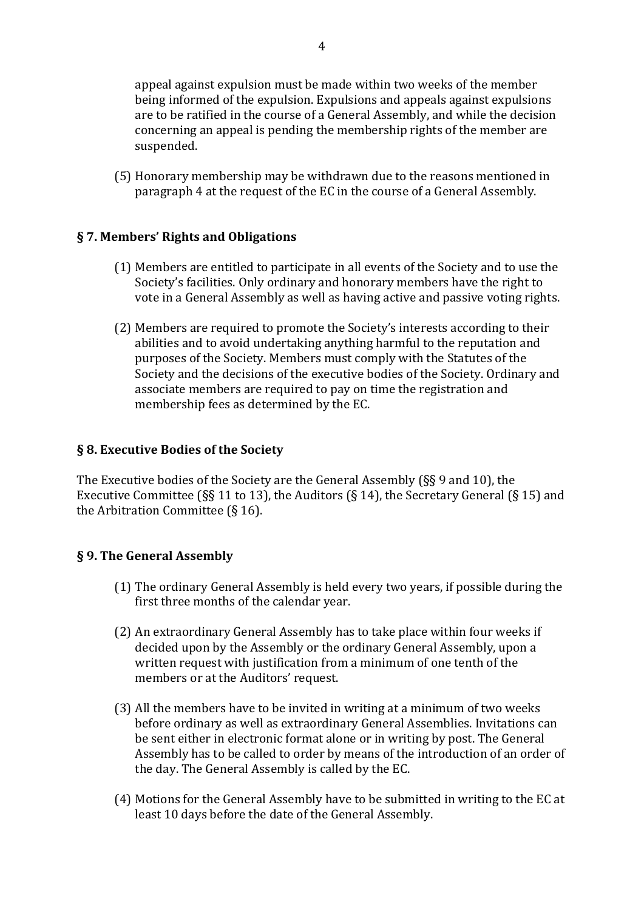appeal against expulsion must be made within two weeks of the member being informed of the expulsion. Expulsions and appeals against expulsions are to be ratified in the course of a General Assembly, and while the decision concerning an appeal is pending the membership rights of the member are suspended.

(5) Honorary membership may be withdrawn due to the reasons mentioned in paragraph 4 at the request of the EC in the course of a General Assembly.

## § 7. Members' Rights and Obligations

(1) Members are entitled to participate in all events of the Society and to use the Society's facilities. Only ordinary and honorary members have the right to vote in a General Assembly as well as having active and passive voting rights.

(2) Members are required to promote the Society's interests according to their abilities and to avoid undertaking anything harmful to the reputation and purposes of the Society. Members must comply with the Statutes of the Society and the decisions of the executive bodies of the Society. Ordinary and associate members are required to pay on time the registration and membership fees as determined by the EC.

## § 8. Executive Bodies of the Society

The Executive bodies of the Society are the General Assembly (§§ 9 and 10), the Executive Committee (§§ 11 to 13), the Auditors (§ 14), the Secretary General (§ 15) and the Arbitration Committee (§ 16).

## § 9. The General Assembly

(1) The ordinary General Assembly is held every two years, if possible during the first three months of the calendar year.

(2) An extraordinary General Assembly has to take place within four weeks if decided upon by the Assembly or the ordinary General Assembly, upon a written request with justification from a minimum of one tenth of the members or at the Auditors' request.

(3) All the members have to be invited in writing at a minimum of two weeks before ordinary as well as extraordinary General Assemblies. Invitations can be sent either in electronic format alone or in writing by post. The General Assembly has to be called to order by means of the introduction of an order of the day. The General Assembly is called by the EC.

(4) Motions for the General Assembly have to be submitted in writing to the EC at least 10 days before the date of the General Assembly.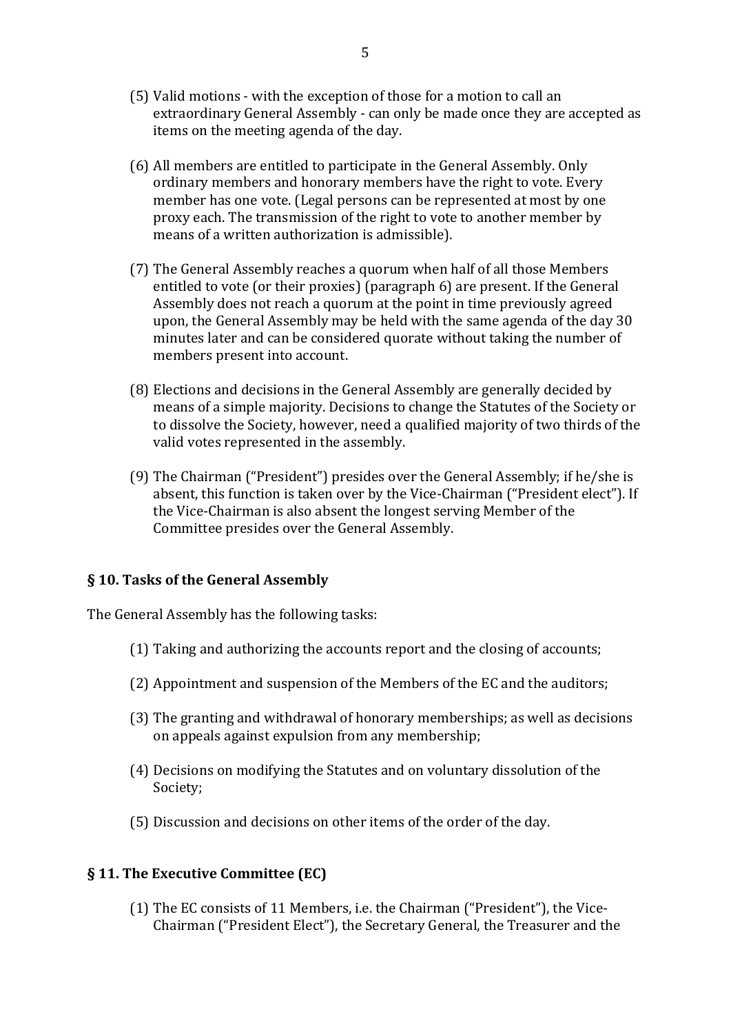(5) Valid motions - with the exception of those for a motion to call an extraordinary General Assembly - can only be made once they are accepted as items on the meeting agenda of the day.

(6) All members are entitled to participate in the General Assembly. Only ordinary members and honorary members have the right to vote. Every member has one vote. (Legal persons can be represented at most by one proxy each. The transmission of the right to vote to another member by means of a written authorization is admissible).

(7) The General Assembly reaches a quorum when half of all those Members entitled to vote (or their proxies) (paragraph 6) are present. If the General Assembly does not reach a quorum at the point in time previously agreed upon, the General Assembly may be held with the same agenda of the day 30 minutes later and can be considered quorate without taking the number of members present into account.

(8) Elections and decisions in the General Assembly are generally decided by means of a simple majority. Decisions to change the Statutes of the Society or to dissolve the Society, however, need a qualified majority of two thirds of the valid votes represented in the assembly.

(9) The Chairman ("President") presides over the General Assembly; if he/she is absent, this function is taken over by the Vice-Chairman ("President elect"). If the Vice-Chairman is also absent the longest serving Member of the Committee presides over the General Assembly.

## § 10. Tasks of the General Assembly

The General Assembly has the following tasks:

(1) Taking and authorizing the accounts report and the closing of accounts;

(2) Appointment and suspension of the Members of the EC and the auditors;

(3) The granting and withdrawal of honorary memberships; as well as decisions on appeals against expulsion from any membership;

(4) Decisions on modifying the Statutes and on voluntary dissolution of the Society;

(5) Discussion and decisions on other items of the order of the day.

## § 11. The Executive Committee (EC)

(1) The EC consists of 11 Members, i.e. the Chairman ("President"), the Vice-Chairman ("President Elect"), the Secretary General, the Treasurer and the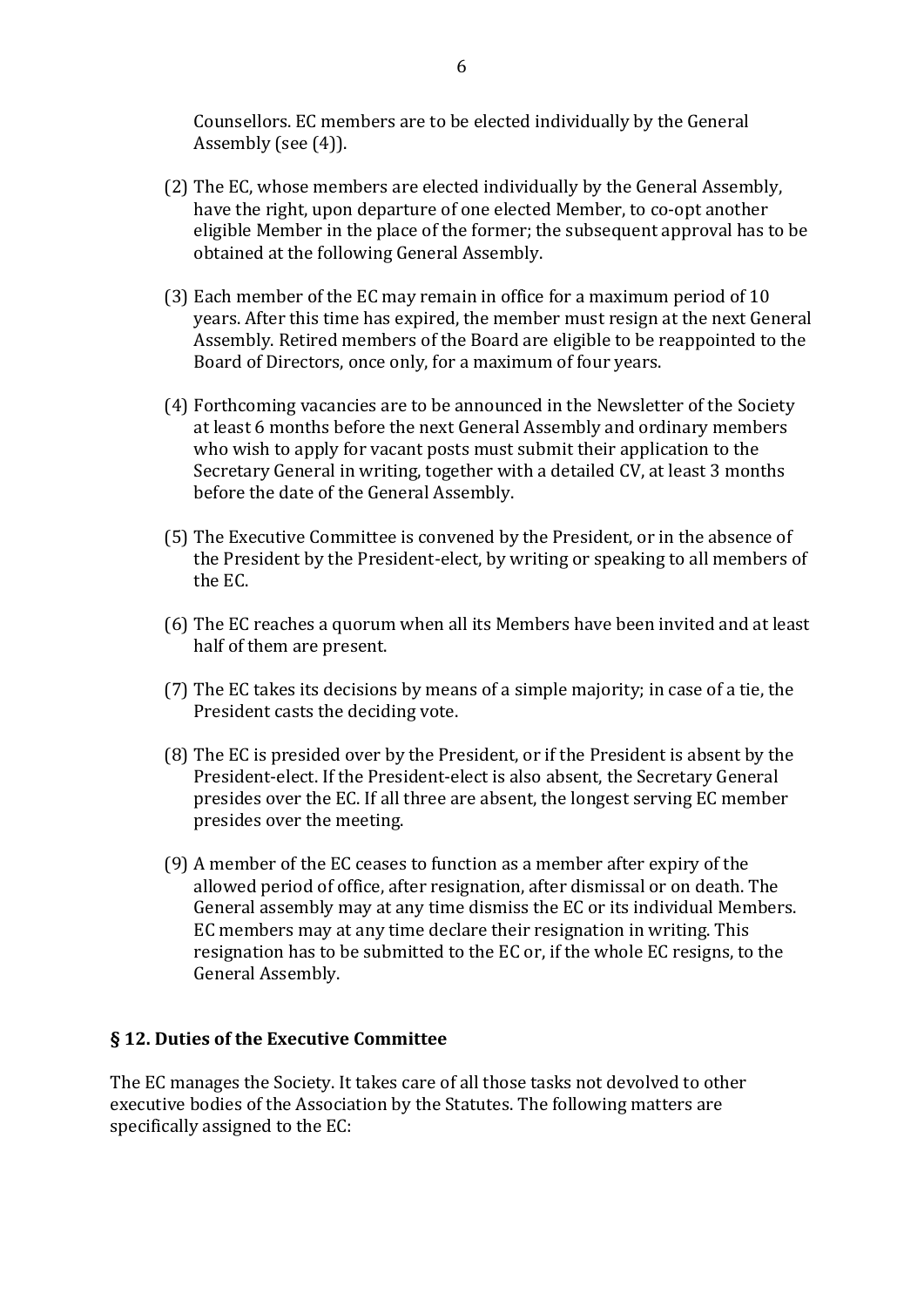Counsellors. EC members are to be elected individually by the General Assembly (see (4)).

(2) The EC, whose members are elected individually by the General Assembly, have the right, upon departure of one elected Member, to co-opt another eligible Member in the place of the former; the subsequent approval has to be obtained at the following General Assembly.

(3) Each member of the EC may remain in office for a maximum period of 10 years. After this time has expired, the member must resign at the next General Assembly. Retired members of the Board are eligible to be reappointed to the Board of Directors, once only, for a maximum of four years.

(4) Forthcoming vacancies are to be announced in the Newsletter of the Society at least 6 months before the next General Assembly and ordinary members who wish to apply for vacant posts must submit their application to the Secretary General in writing, together with a detailed CV, at least 3 months before the date of the General Assembly.

(5) The Executive Committee is convened by the President, or in the absence of the President by the President-elect, by writing or speaking to all members of the EC.

(6) The EC reaches a quorum when all its Members have been invited and at least half of them are present.

(7) The EC takes its decisions by means of a simple majority; in case of a tie, the President casts the deciding vote.

(8) The EC is presided over by the President, or if the President is absent by the President-elect. If the President-elect is also absent, the Secretary General presides over the EC. If all three are absent, the longest serving EC member presides over the meeting.

(9) A member of the EC ceases to function as a member after expiry of the allowed period of office, after resignation, after dismissal or on death. The General assembly may at any time dismiss the EC or its individual Members. EC members may at any time declare their resignation in writing. This resignation has to be submitted to the EC or, if the whole EC resigns, to the General Assembly.

### § 12. Duties of the Executive Committee

The EC manages the Society. It takes care of all those tasks not devolved to other executive bodies of the Association by the Statutes. The following matters are specifically assigned to the EC: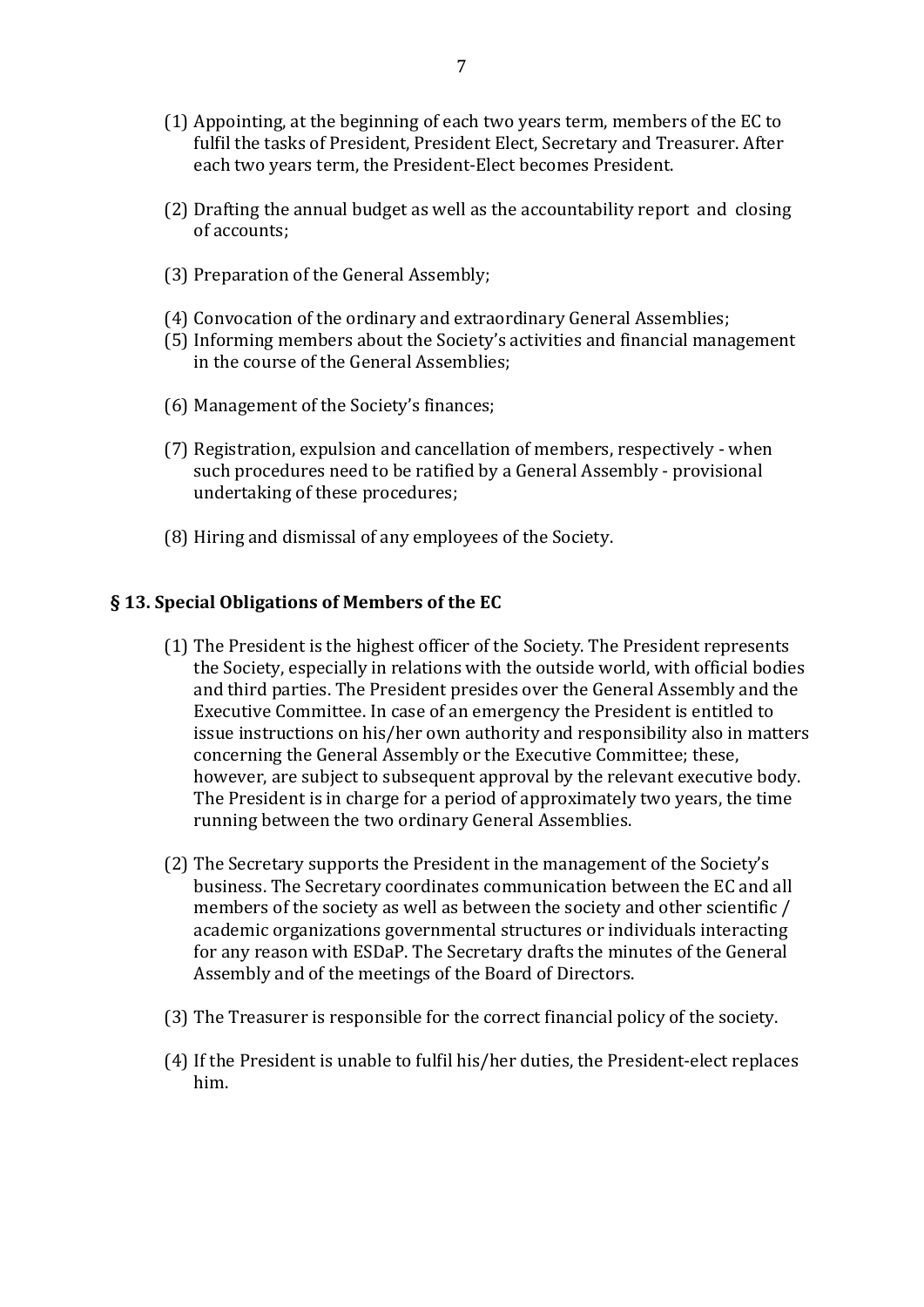(1) Appointing, at the beginning of each two years term, members of the EC to fulfil the tasks of President, President Elect, Secretary and Treasurer. After each two years term, the President-Elect becomes President.

(2) Drafting the annual budget as well as the accountability report and closing of accounts;

(3) Preparation of the General Assembly;

(4) Convocation of the ordinary and extraordinary General Assemblies;

(5) Informing members about the Society's activities and financial management in the course of the General Assemblies;

(6) Management of the Society's finances;

(7) Registration, expulsion and cancellation of members, respectively - when such procedures need to be ratified by a General Assembly - provisional undertaking of these procedures;

(8) Hiring and dismissal of any employees of the Society.

## § 13. Special Obligations of Members of the EC

(1) The President is the highest officer of the Society. The President represents the Society, especially in relations with the outside world, with official bodies and third parties. The President presides over the General Assembly and the Executive Committee. In case of an emergency the President is entitled to issue instructions on his/her own authority and responsibility also in matters concerning the General Assembly or the Executive Committee; these, however, are subject to subsequent approval by the relevant executive body. The President is in charge for a period of approximately two years, the time running between the two ordinary General Assemblies.

(2) The Secretary supports the President in the management of the Society's business. The Secretary coordinates communication between the EC and all members of the society as well as between the society and other scientific / academic organizations governmental structures or individuals interacting for any reason with ESDaP. The Secretary drafts the minutes of the General Assembly and of the meetings of the Board of Directors.

(3) The Treasurer is responsible for the correct financial policy of the society.

(4) If the President is unable to fulfil his/her duties, the President-elect replaces him.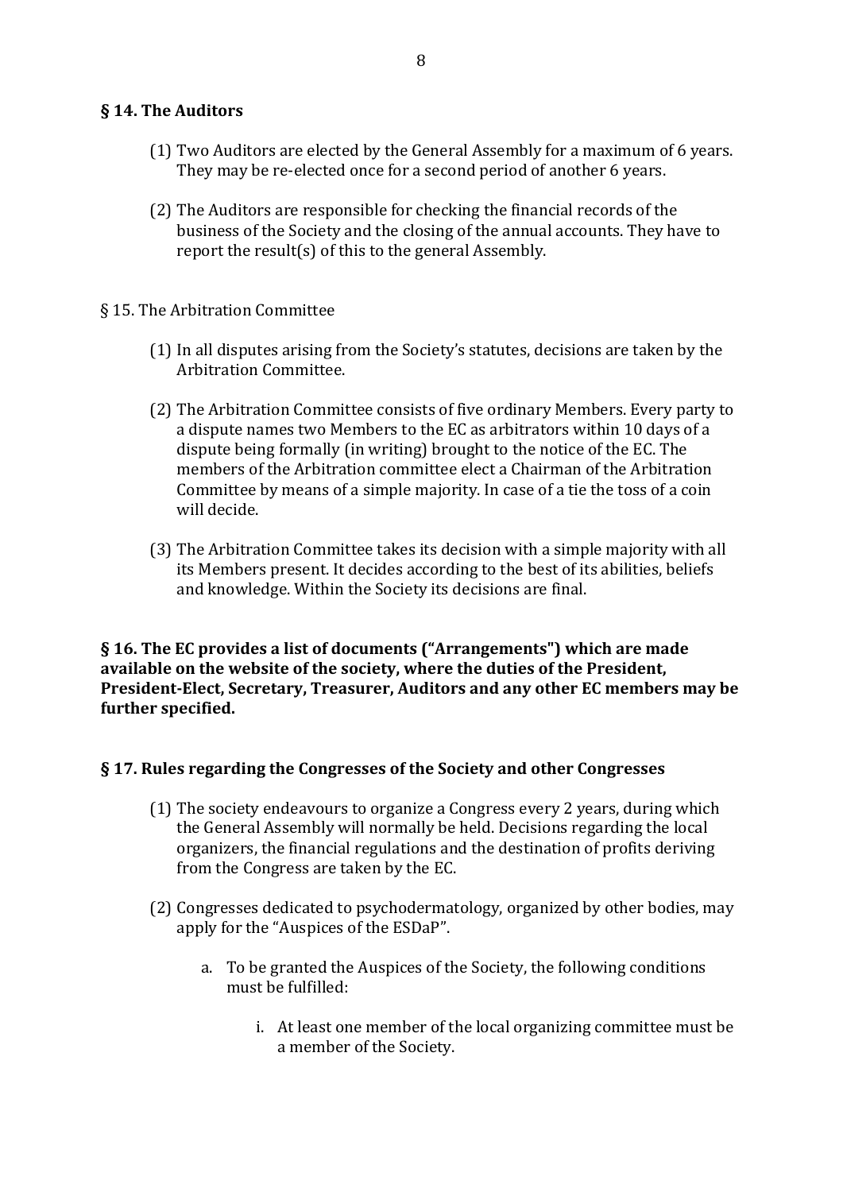**§ 14. The Auditors**

(1) Two Auditors are elected by the General Assembly for a maximum of 6 years. They may be re-elected once for a second period of another 6 years.

(2) The Auditors are responsible for checking the financial records of the business of the Society and the closing of the annual accounts. They have to report the result(s) of this to the general Assembly.

§ 15. The Arbitration Committee

(1) In all disputes arising from the Society's statutes, decisions are taken by the Arbitration Committee.

(2) The Arbitration Committee consists of five ordinary Members. Every party to a dispute names two Members to the EC as arbitrators within 10 days of a dispute being formally (in writing) brought to the notice of the EC. The members of the Arbitration committee elect a Chairman of the Arbitration Committee by means of a simple majority. In case of a tie the toss of a coin will decide.

(3) The Arbitration Committee takes its decision with a simple majority with all its Members present. It decides according to the best of its abilities, beliefs and knowledge. Within the Society its decisions are final.

**§ 16. The EC provides a list of documents ("Arrangements") which are made available on the website of the society, where the duties of the President, President-Elect, Secretary, Treasurer, Auditors and any other EC members may be further specified.**

**§ 17. Rules regarding the Congresses of the Society and other Congresses**

(1) The society endeavours to organize a Congress every 2 years, during which the General Assembly will normally be held. Decisions regarding the local organizers, the financial regulations and the destination of profits deriving from the Congress are taken by the EC.

(2) Congresses dedicated to psychodermatology, organized by other bodies, may apply for the "Auspices of the ESDaP".

   a. To be granted the Auspices of the Society, the following conditions must be fulfilled:

      i. At least one member of the local organizing committee must be a member of the Society.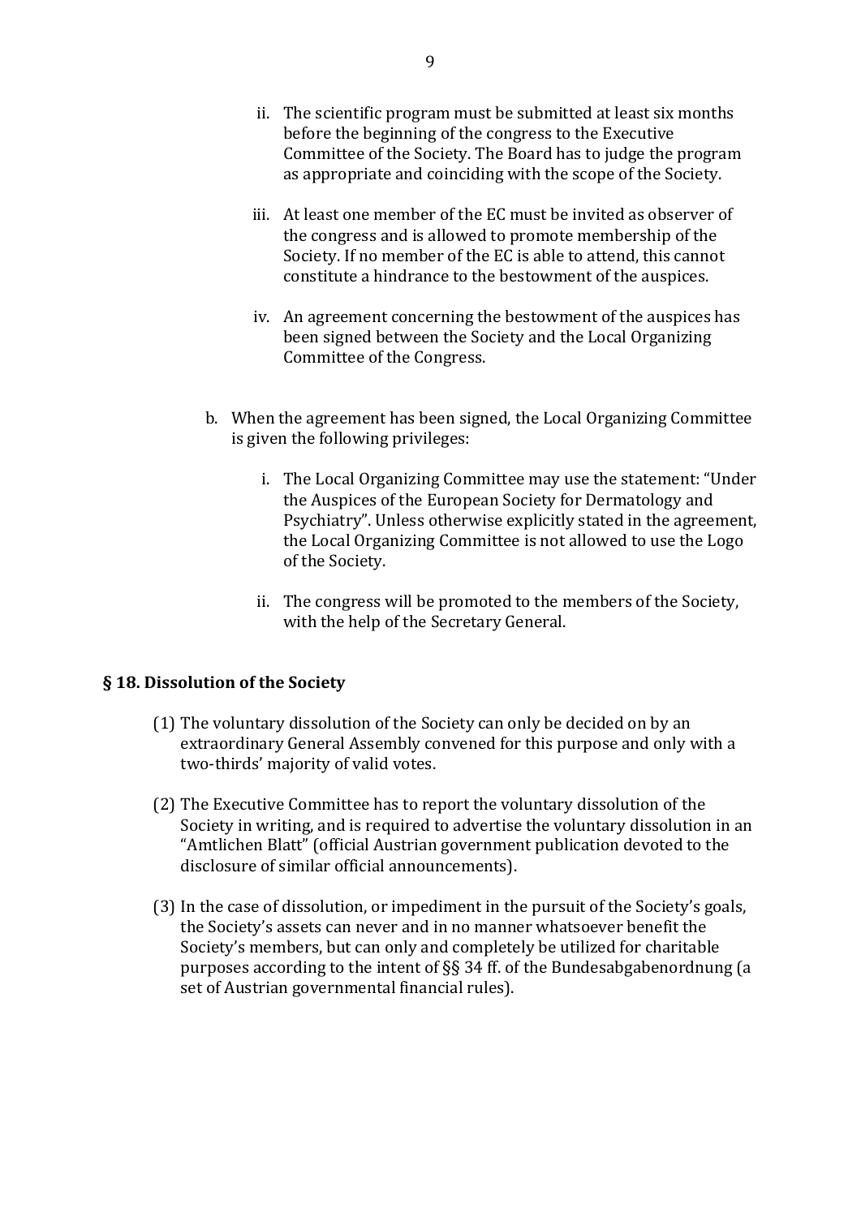ii. The scientific program must be submitted at least six months before the beginning of the congress to the Executive Committee of the Society. The Board has to judge the program as appropriate and coinciding with the scope of the Society.

iii. At least one member of the EC must be invited as observer of the congress and is allowed to promote membership of the Society. If no member of the EC is able to attend, this cannot constitute a hindrance to the bestowment of the auspices.

iv. An agreement concerning the bestowment of the auspices has been signed between the Society and the Local Organizing Committee of the Congress.

b. When the agreement has been signed, the Local Organizing Committee is given the following privileges:

   i. The Local Organizing Committee may use the statement: "Under the Auspices of the European Society for Dermatology and Psychiatry". Unless otherwise explicitly stated in the agreement, the Local Organizing Committee is not allowed to use the Logo of the Society.

   ii. The congress will be promoted to the members of the Society, with the help of the Secretary General.

### § 18. Dissolution of the Society

(1) The voluntary dissolution of the Society can only be decided on by an extraordinary General Assembly convened for this purpose and only with a two-thirds' majority of valid votes.

(2) The Executive Committee has to report the voluntary dissolution of the Society in writing, and is required to advertise the voluntary dissolution in an "Amtlichen Blatt" (official Austrian government publication devoted to the disclosure of similar official announcements).

(3) In the case of dissolution, or impediment in the pursuit of the Society's goals, the Society's assets can never and in no manner whatsoever benefit the Society's members, but can only and completely be utilized for charitable purposes according to the intent of §§ 34 ff. of the Bundesabgabenordnung (a set of Austrian governmental financial rules).